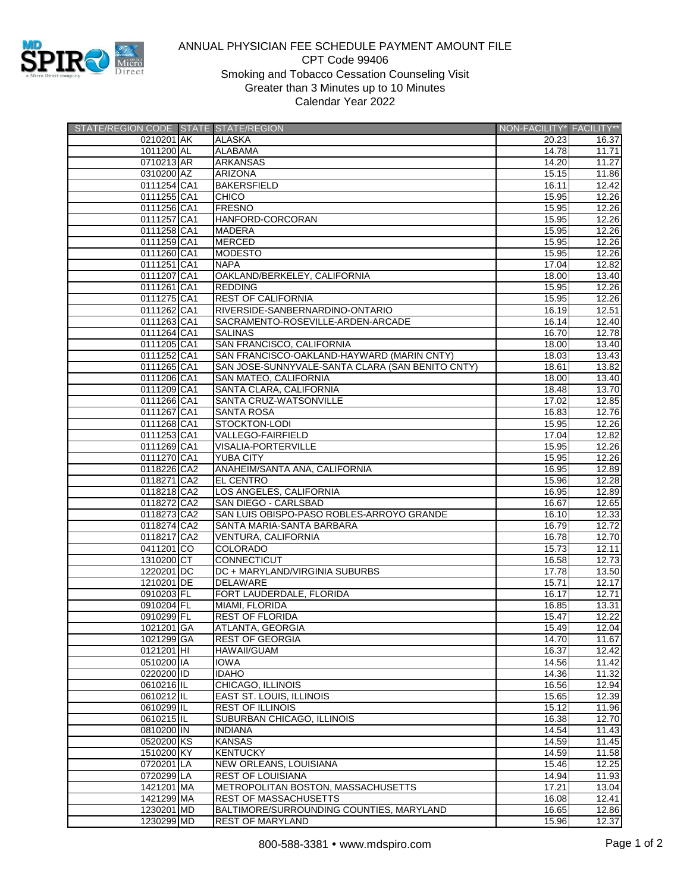# ANNUAL PHYSICIAN FEE SCHEDULE PAYMENT AMOUNT FILE

CPT Code 99406

Smoking and Tobacco Cessation Counseling Visit

Greater than 3 Minutes up to 10 Minutes

Calendar Year 2022

| STATE/REGION CODE | STATE | STATE/REGION | NON-FACILITY* | FACILITY** |
|---|---|---|---|---|
| 0210201 | AK | ALASKA | 20.23 | 16.37 |
| 1011200 | AL | ALABAMA | 14.78 | 11.71 |
| 0710213 | AR | ARKANSAS | 14.20 | 11.27 |
| 0310200 | AZ | ARIZONA | 15.15 | 11.86 |
| 0111254 | CA1 | BAKERSFIELD | 16.11 | 12.42 |
| 0111255 | CA1 | CHICO | 15.95 | 12.26 |
| 0111256 | CA1 | FRESNO | 15.95 | 12.26 |
| 0111257 | CA1 | HANFORD-CORCORAN | 15.95 | 12.26 |
| 0111258 | CA1 | MADERA | 15.95 | 12.26 |
| 0111259 | CA1 | MERCED | 15.95 | 12.26 |
| 0111260 | CA1 | MODESTO | 15.95 | 12.26 |
| 0111251 | CA1 | NAPA | 17.04 | 12.82 |
| 0111207 | CA1 | OAKLAND/BERKELEY, CALIFORNIA | 18.00 | 13.40 |
| 0111261 | CA1 | REDDING | 15.95 | 12.26 |
| 0111275 | CA1 | REST OF CALIFORNIA | 15.95 | 12.26 |
| 0111262 | CA1 | RIVERSIDE-SANBERNARDINO-ONTARIO | 16.19 | 12.51 |
| 0111263 | CA1 | SACRAMENTO-ROSEVILLE-ARDEN-ARCADE | 16.14 | 12.40 |
| 0111264 | CA1 | SALINAS | 16.70 | 12.78 |
| 0111205 | CA1 | SAN FRANCISCO, CALIFORNIA | 18.00 | 13.40 |
| 0111252 | CA1 | SAN FRANCISCO-OAKLAND-HAYWARD (MARIN CNTY) | 18.03 | 13.43 |
| 0111265 | CA1 | SAN JOSE-SUNNYVALE-SANTA CLARA (SAN BENITO CNTY) | 18.61 | 13.82 |
| 0111206 | CA1 | SAN MATEO, CALIFORNIA | 18.00 | 13.40 |
| 0111209 | CA1 | SANTA CLARA, CALIFORNIA | 18.48 | 13.70 |
| 0111266 | CA1 | SANTA CRUZ-WATSONVILLE | 17.02 | 12.85 |
| 0111267 | CA1 | SANTA ROSA | 16.83 | 12.76 |
| 0111268 | CA1 | STOCKTON-LODI | 15.95 | 12.26 |
| 0111253 | CA1 | VALLEGO-FAIRFIELD | 17.04 | 12.82 |
| 0111269 | CA1 | VISALIA-PORTERVILLE | 15.95 | 12.26 |
| 0111270 | CA1 | YUBA CITY | 15.95 | 12.26 |
| 0118226 | CA2 | ANAHEIM/SANTA ANA, CALIFORNIA | 16.95 | 12.89 |
| 0118271 | CA2 | EL CENTRO | 15.96 | 12.28 |
| 0118218 | CA2 | LOS ANGELES, CALIFORNIA | 16.95 | 12.89 |
| 0118272 | CA2 | SAN DIEGO - CARLSBAD | 16.67 | 12.65 |
| 0118273 | CA2 | SAN LUIS OBISPO-PASO ROBLES-ARROYO GRANDE | 16.10 | 12.33 |
| 0118274 | CA2 | SANTA MARIA-SANTA BARBARA | 16.79 | 12.72 |
| 0118217 | CA2 | VENTURA, CALIFORNIA | 16.78 | 12.70 |
| 0411201 | CO | COLORADO | 15.73 | 12.11 |
| 1310200 | CT | CONNECTICUT | 16.58 | 12.73 |
| 1220201 | DC | DC + MARYLAND/VIRGINIA SUBURBS | 17.78 | 13.50 |
| 1210201 | DE | DELAWARE | 15.71 | 12.17 |
| 0910203 | FL | FORT LAUDERDALE, FLORIDA | 16.17 | 12.71 |
| 0910204 | FL | MIAMI, FLORIDA | 16.85 | 13.31 |
| 0910299 | FL | REST OF FLORIDA | 15.47 | 12.22 |
| 1021201 | GA | ATLANTA, GEORGIA | 15.49 | 12.04 |
| 1021299 | GA | REST OF GEORGIA | 14.70 | 11.67 |
| 0121201 | HI | HAWAII/GUAM | 16.37 | 12.42 |
| 0510200 | IA | IOWA | 14.56 | 11.42 |
| 0220200 | ID | IDAHO | 14.36 | 11.32 |
| 0610216 | IL | CHICAGO, ILLINOIS | 16.56 | 12.94 |
| 0610212 | IL | EAST ST. LOUIS, ILLINOIS | 15.65 | 12.39 |
| 0610299 | IL | REST OF ILLINOIS | 15.12 | 11.96 |
| 0610215 | IL | SUBURBAN CHICAGO, ILLINOIS | 16.38 | 12.70 |
| 0810200 | IN | INDIANA | 14.54 | 11.43 |
| 0520200 | KS | KANSAS | 14.59 | 11.45 |
| 1510200 | KY | KENTUCKY | 14.59 | 11.58 |
| 0720201 | LA | NEW ORLEANS, LOUISIANA | 15.46 | 12.25 |
| 0720299 | LA | REST OF LOUISIANA | 14.94 | 11.93 |
| 1421201 | MA | METROPOLITAN BOSTON, MASSACHUSETTS | 17.21 | 13.04 |
| 1421299 | MA | REST OF MASSACHUSETTS | 16.08 | 12.41 |
| 1230201 | MD | BALTIMORE/SURROUNDING COUNTIES, MARYLAND | 16.65 | 12.86 |
| 1230299 | MD | REST OF MARYLAND | 15.96 | 12.37 |

800-588-3381 • www.mdspiro.com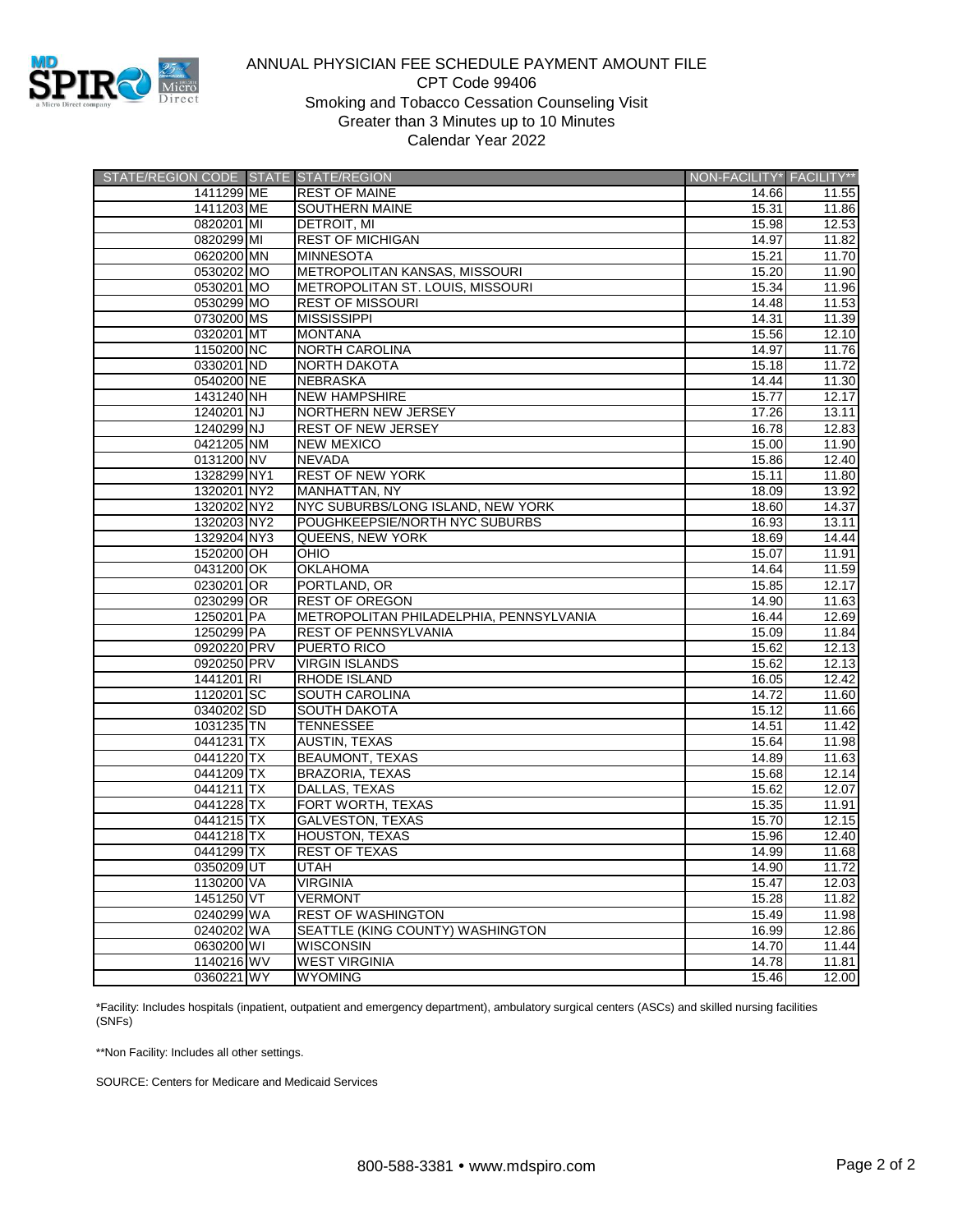ANNUAL PHYSICIAN FEE SCHEDULE PAYMENT AMOUNT FILE
CPT Code 99406
Smoking and Tobacco Cessation Counseling Visit
Greater than 3 Minutes up to 10 Minutes
Calendar Year 2022

| STATE/REGION CODE | STATE | STATE/REGION | NON-FACILITY* | FACILITY** |
|---|---|---|---|---|
| 1411299 | ME | REST OF MAINE | 14.66 | 11.55 |
| 1411203 | ME | SOUTHERN MAINE | 15.31 | 11.86 |
| 0820201 | MI | DETROIT, MI | 15.98 | 12.53 |
| 0820299 | MI | REST OF MICHIGAN | 14.97 | 11.82 |
| 0620200 | MN | MINNESOTA | 15.21 | 11.70 |
| 0530202 | MO | METROPOLITAN KANSAS, MISSOURI | 15.20 | 11.90 |
| 0530201 | MO | METROPOLITAN ST. LOUIS, MISSOURI | 15.34 | 11.96 |
| 0530299 | MO | REST OF MISSOURI | 14.48 | 11.53 |
| 0730200 | MS | MISSISSIPPI | 14.31 | 11.39 |
| 0320201 | MT | MONTANA | 15.56 | 12.10 |
| 1150200 | NC | NORTH CAROLINA | 14.97 | 11.76 |
| 0330201 | ND | NORTH DAKOTA | 15.18 | 11.72 |
| 0540200 | NE | NEBRASKA | 14.44 | 11.30 |
| 1431240 | NH | NEW HAMPSHIRE | 15.77 | 12.17 |
| 1240201 | NJ | NORTHERN NEW JERSEY | 17.26 | 13.11 |
| 1240299 | NJ | REST OF NEW JERSEY | 16.78 | 12.83 |
| 0421205 | NM | NEW MEXICO | 15.00 | 11.90 |
| 0131200 | NV | NEVADA | 15.86 | 12.40 |
| 1328299 | NY1 | REST OF NEW YORK | 15.11 | 11.80 |
| 1320201 | NY2 | MANHATTAN, NY | 18.09 | 13.92 |
| 1320202 | NY2 | NYC SUBURBS/LONG ISLAND, NEW YORK | 18.60 | 14.37 |
| 1320203 | NY2 | POUGHKEEPSIE/NORTH NYC SUBURBS | 16.93 | 13.11 |
| 1329204 | NY3 | QUEENS, NEW YORK | 18.69 | 14.44 |
| 1520200 | OH | OHIO | 15.07 | 11.91 |
| 0431200 | OK | OKLAHOMA | 14.64 | 11.59 |
| 0230201 | OR | PORTLAND, OR | 15.85 | 12.17 |
| 0230299 | OR | REST OF OREGON | 14.90 | 11.63 |
| 1250201 | PA | METROPOLITAN PHILADELPHIA, PENNSYLVANIA | 16.44 | 12.69 |
| 1250299 | PA | REST OF PENNSYLVANIA | 15.09 | 11.84 |
| 0920220 | PRV | PUERTO RICO | 15.62 | 12.13 |
| 0920250 | PRV | VIRGIN ISLANDS | 15.62 | 12.13 |
| 1441201 | RI | RHODE ISLAND | 16.05 | 12.42 |
| 1120201 | SC | SOUTH CAROLINA | 14.72 | 11.60 |
| 0340202 | SD | SOUTH DAKOTA | 15.12 | 11.66 |
| 1031235 | TN | TENNESSEE | 14.51 | 11.42 |
| 0441231 | TX | AUSTIN, TEXAS | 15.64 | 11.98 |
| 0441220 | TX | BEAUMONT, TEXAS | 14.89 | 11.63 |
| 0441209 | TX | BRAZORIA, TEXAS | 15.68 | 12.14 |
| 0441211 | TX | DALLAS, TEXAS | 15.62 | 12.07 |
| 0441228 | TX | FORT WORTH, TEXAS | 15.35 | 11.91 |
| 0441215 | TX | GALVESTON, TEXAS | 15.70 | 12.15 |
| 0441218 | TX | HOUSTON, TEXAS | 15.96 | 12.40 |
| 0441299 | TX | REST OF TEXAS | 14.99 | 11.68 |
| 0350209 | UT | UTAH | 14.90 | 11.72 |
| 1130200 | VA | VIRGINIA | 15.47 | 12.03 |
| 1451250 | VT | VERMONT | 15.28 | 11.82 |
| 0240299 | WA | REST OF WASHINGTON | 15.49 | 11.98 |
| 0240202 | WA | SEATTLE (KING COUNTY) WASHINGTON | 16.99 | 12.86 |
| 0630200 | WI | WISCONSIN | 14.70 | 11.44 |
| 1140216 | WV | WEST VIRGINIA | 14.78 | 11.81 |
| 0360221 | WY | WYOMING | 15.46 | 12.00 |

*Facility: Includes hospitals (inpatient, outpatient and emergency department), ambulatory surgical centers (ASCs) and skilled nursing facilities (SNFs)

**Non Facility: Includes all other settings.

SOURCE: Centers for Medicare and Medicaid Services

800-588-3381 • www.mdspiro.com